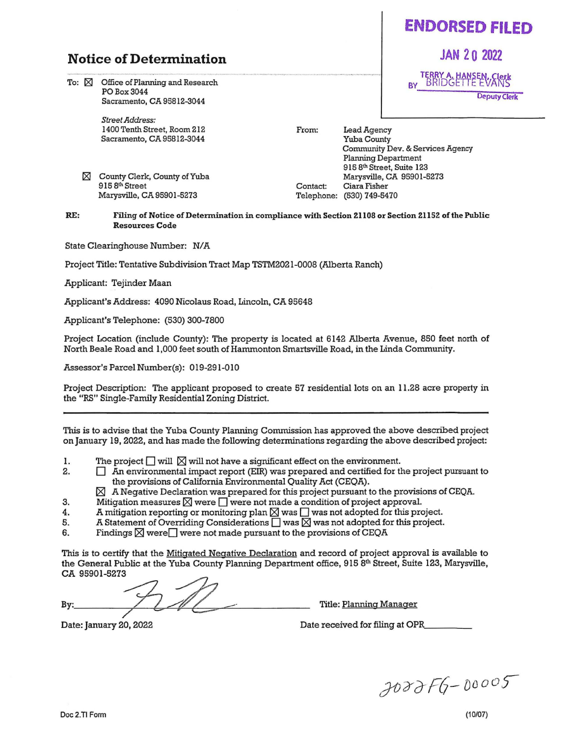**ENDORSED FILED**

**JAN 20 2022**

TERRY A. HANSEN, Clerk
BY BRIDGETTE EVANS
Deputy Clerk

# Notice of Determination

To: ☒ Office of Planning and Research
PO Box 3044
Sacramento, CA 95812-3044

*Street Address:*
1400 Tenth Street, Room 212
Sacramento, CA 95812-3044

☒ County Clerk, County of Yuba
915 8th Street
Marysville, CA 95901-5273

From: Lead Agency
Yuba County
Community Dev. & Services Agency
Planning Department
915 8th Street, Suite 123
Marysville, CA 95901-5273

Contact: Ciara Fisher
Telephone: (530) 749-5470

**RE:** **Filing of Notice of Determination in compliance with Section 21108 or Section 21152 of the Public Resources Code**

State Clearinghouse Number: N/A

Project Title: Tentative Subdivision Tract Map TSTM2021-0008 (Alberta Ranch)

Applicant: Tejinder Maan

Applicant's Address: 4090 Nicolaus Road, Lincoln, CA 95648

Applicant's Telephone: (530) 300-7800

Project Location (include County): The property is located at 6142 Alberta Avenue, 850 feet north of North Beale Road and 1,000 feet south of Hammonton Smartsville Road, in the Linda Community.

Assessor's Parcel Number(s): 019-291-010

Project Description: The applicant proposed to create 57 residential lots on an 11.28 acre property in the "RS" Single-Family Residential Zoning District.

---

This is to advise that the Yuba County Planning Commission has approved the above described project on January 19, 2022, and has made the following determinations regarding the above described project:

1. The project ☐ will ☒ will not have a significant effect on the environment.
2. ☐ An environmental impact report (EIR) was prepared and certified for the project pursuant to the provisions of California Environmental Quality Act (CEQA).
   ☒ A Negative Declaration was prepared for this project pursuant to the provisions of CEQA.
3. Mitigation measures ☒ were ☐ were not made a condition of project approval.
4. A mitigation reporting or monitoring plan ☒ was ☐ was not adopted for this project.
5. A Statement of Overriding Considerations ☐ was ☒ was not adopted for this project.
6. Findings ☒ were ☐ were not made pursuant to the provisions of CEQA

This is to certify that the Mitigated Negative Declaration and record of project approval is available to the General Public at the Yuba County Planning Department office, 915 8th Street, Suite 123, Marysville, CA 95901-5273

By: [signature]    Title: Planning Manager

Date: January 20, 2022    Date received for filing at OPR__________

2022FG-00005

Doc 2.TI Form    (10/07)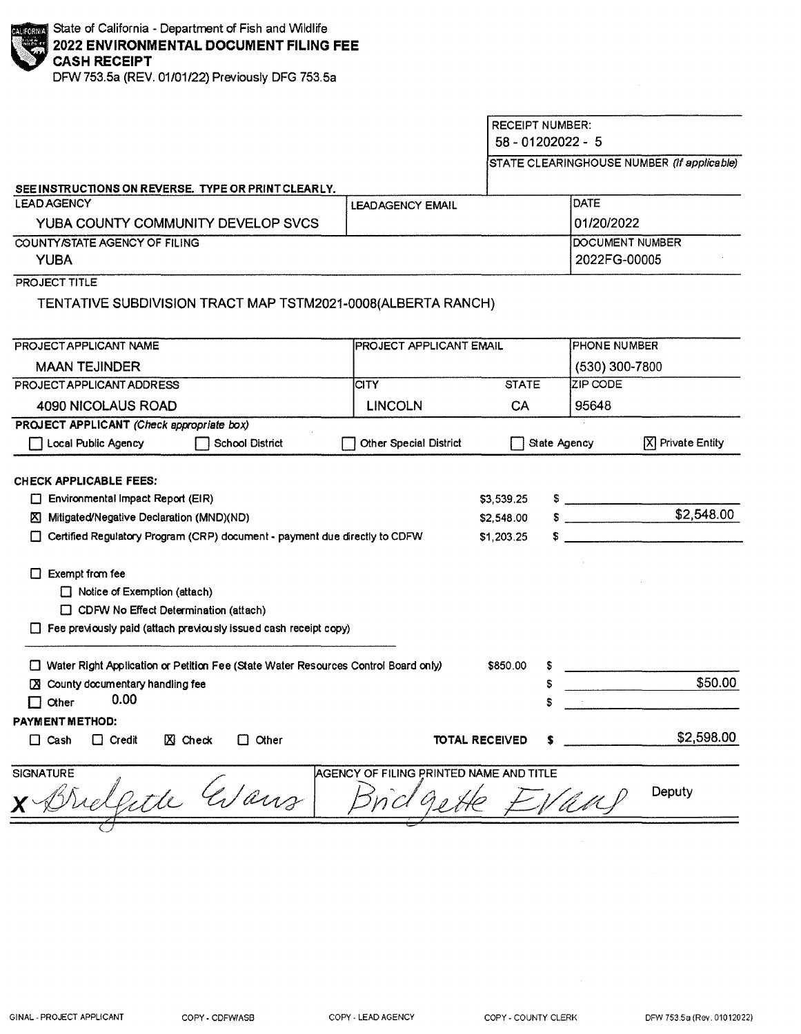State of California - Department of Fish and Wildlife
**2022 ENVIRONMENTAL DOCUMENT FILING FEE**
**CASH RECEIPT**
DFW 753.5a (REV. 01/01/22) Previously DFG 753.5a

RECEIPT NUMBER:
58 - 01202022 - 5

STATE CLEARINGHOUSE NUMBER *(If applicable)*

**SEE INSTRUCTIONS ON REVERSE. TYPE OR PRINT CLEARLY.**

| LEAD AGENCY | LEAD AGENCY EMAIL | DATE |
|---|---|---|
| YUBA COUNTY COMMUNITY DEVELOP SVCS | | 01/20/2022 |
| **COUNTY/STATE AGENCY OF FILING** | | **DOCUMENT NUMBER** |
| YUBA | | 2022FG-00005 |

PROJECT TITLE

TENTATIVE SUBDIVISION TRACT MAP TSTM2021-0008(ALBERTA RANCH)

| PROJECT APPLICANT NAME | PROJECT APPLICANT EMAIL | | PHONE NUMBER |
|---|---|---|---|
| MAAN TEJINDER | | | (530) 300-7800 |
| **PROJECT APPLICANT ADDRESS** | **CITY** | **STATE** | **ZIP CODE** |
| 4090 NICOLAUS ROAD | LINCOLN | CA | 95648 |

**PROJECT APPLICANT** *(Check appropriate box)*

☐ Local Public Agency ☐ School District ☐ Other Special District ☐ State Agency ☒ Private Entity

**CHECK APPLICABLE FEES:**

| | | |
|---|---|---|
| ☐ Environmental Impact Report (EIR) | $3,539.25 | $ |
| ☒ Mitigated/Negative Declaration (MND)(ND) | $2,548.00 | $ $2,548.00 |
| ☐ Certified Regulatory Program (CRP) document - payment due directly to CDFW | $1,203.25 | $ |

☐ Exempt from fee
- ☐ Notice of Exemption (attach)
- ☐ CDFW No Effect Determination (attach)

☐ Fee previously paid (attach previously issued cash receipt copy)

| | | |
|---|---|---|
| ☐ Water Right Application or Petition Fee (State Water Resources Control Board only) | $850.00 | $ |
| ☒ County documentary handling fee | | $ $50.00 |
| ☐ Other 0.00 | | $ |

**PAYMENT METHOD:**

☐ Cash ☐ Credit ☒ Check ☐ Other **TOTAL RECEIVED** $ $2,598.00

| SIGNATURE | AGENCY OF FILING PRINTED NAME AND TITLE |
|---|---|
| x Bridgette Evans | Bridgette Evans Deputy |

ORIGINAL - PROJECT APPLICANT COPY - CDFW/ASB COPY - LEAD AGENCY COPY - COUNTY CLERK DFW 753.5a (Rev. 01012022)